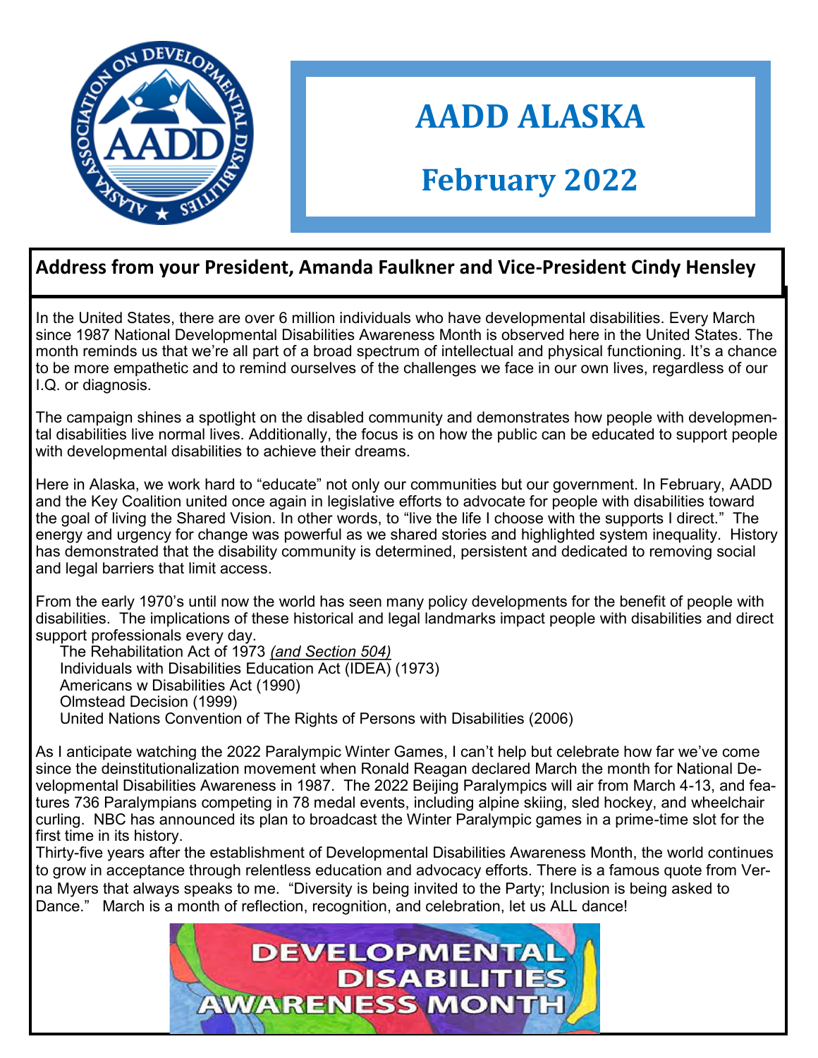# AADD ALASKA

# February 2022

## Address from your President, Amanda Faulkner and Vice-President Cindy Hensley

In the United States, there are over 6 million individuals who have developmental disabilities. Every March since 1987 National Developmental Disabilities Awareness Month is observed here in the United States. The month reminds us that we're all part of a broad spectrum of intellectual and physical functioning. It's a chance to be more empathetic and to remind ourselves of the challenges we face in our own lives, regardless of our I.Q. or diagnosis.

The campaign shines a spotlight on the disabled community and demonstrates how people with developmental disabilities live normal lives. Additionally, the focus is on how the public can be educated to support people with developmental disabilities to achieve their dreams.

Here in Alaska, we work hard to "educate" not only our communities but our government. In February, AADD and the Key Coalition united once again in legislative efforts to advocate for people with disabilities toward the goal of living the Shared Vision. In other words, to "live the life I choose with the supports I direct." The energy and urgency for change was powerful as we shared stories and highlighted system inequality. History has demonstrated that the disability community is determined, persistent and dedicated to removing social and legal barriers that limit access.

From the early 1970's until now the world has seen many policy developments for the benefit of people with disabilities. The implications of these historical and legal landmarks impact people with disabilities and direct support professionals every day.

- The Rehabilitation Act of 1973 *(and Section 504)*
- Individuals with Disabilities Education Act (IDEA) (1973)
- Americans w Disabilities Act (1990)
- Olmstead Decision (1999)
- United Nations Convention of The Rights of Persons with Disabilities (2006)

As I anticipate watching the 2022 Paralympic Winter Games, I can't help but celebrate how far we've come since the deinstitutionalization movement when Ronald Reagan declared March the month for National Developmental Disabilities Awareness in 1987. The 2022 Beijing Paralympics will air from March 4-13, and features 736 Paralympians competing in 78 medal events, including alpine skiing, sled hockey, and wheelchair curling. NBC has announced its plan to broadcast the Winter Paralympic games in a prime-time slot for the first time in its history.

Thirty-five years after the establishment of Developmental Disabilities Awareness Month, the world continues to grow in acceptance through relentless education and advocacy efforts. There is a famous quote from Verna Myers that always speaks to me. "Diversity is being invited to the Party; Inclusion is being asked to Dance." March is a month of reflection, recognition, and celebration, let us ALL dance!

DEVELOPMENTAL DISABILITIES AWARENESS MONTH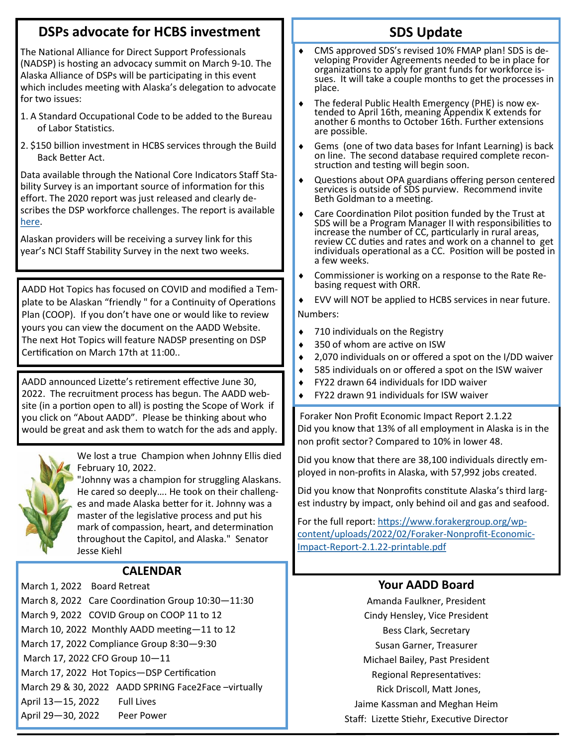## DSPs advocate for HCBS investment

The National Alliance for Direct Support Professionals (NADSP) is hosting an advocacy summit on March 9-10. The Alaska Alliance of DSPs will be participating in this event which includes meeting with Alaska's delegation to advocate for two issues:

1. A Standard Occupational Code to be added to the Bureau of Labor Statistics.
2. $150 billion investment in HCBS services through the Build Back Better Act.

Data available through the National Core Indicators Staff Stability Survey is an important source of information for this effort. The 2020 report was just released and clearly describes the DSP workforce challenges. The report is available here.

Alaskan providers will be receiving a survey link for this year's NCI Staff Stability Survey in the next two weeks.

AADD Hot Topics has focused on COVID and modified a Template to be Alaskan "friendly " for a Continuity of Operations Plan (COOP). If you don't have one or would like to review yours you can view the document on the AADD Website. The next Hot Topics will feature NADSP presenting on DSP Certification on March 17th at 11:00..

AADD announced Lizette's retirement effective June 30, 2022. The recruitment process has begun. The AADD website (in a portion open to all) is posting the Scope of Work if you click on "About AADD". Please be thinking about who would be great and ask them to watch for the ads and apply.

We lost a true Champion when Johnny Ellis died February 10, 2022.
"Johnny was a champion for struggling Alaskans. He cared so deeply…. He took on their challenges and made Alaska better for it. Johnny was a master of the legislative process and put his mark of compassion, heart, and determination throughout the Capitol, and Alaska." Senator Jesse Kiehl

## CALENDAR

March 1, 2022 Board Retreat
March 8, 2022 Care Coordination Group 10:30—11:30
March 9, 2022 COVID Group on COOP 11 to 12
March 10, 2022 Monthly AADD meeting—11 to 12
March 17, 2022 Compliance Group 8:30—9:30
March 17, 2022 CFO Group 10—11
March 17, 2022 Hot Topics—DSP Certification
March 29 & 30, 2022 AADD SPRING Face2Face –virtually
April 13—15, 2022 Full Lives
April 29—30, 2022 Peer Power

## SDS Update

- CMS approved SDS's revised 10% FMAP plan! SDS is developing Provider Agreements needed to be in place for organizations to apply for grant funds for workforce issues. It will take a couple months to get the processes in place.
- The federal Public Health Emergency (PHE) is now extended to April 16th, meaning Appendix K extends for another 6 months to October 16th. Further extensions are possible.
- Gems (one of two data bases for Infant Learning) is back on line. The second database required complete reconstruction and testing will begin soon.
- Questions about OPA guardians offering person centered services is outside of SDS purview. Recommend invite Beth Goldman to a meeting.
- Care Coordination Pilot position funded by the Trust at SDS will be a Program Manager II with responsibilities to increase the number of CC, particularly in rural areas, review CC duties and rates and work on a channel to get individuals operational as a CC. Position will be posted in a few weeks.
- Commissioner is working on a response to the Rate Rebasing request with ORR.
- EVV will NOT be applied to HCBS services in near future.

Numbers:

- 710 individuals on the Registry
- 350 of whom are active on ISW
- 2,070 individuals on or offered a spot on the I/DD waiver
- 585 individuals on or offered a spot on the ISW waiver
- FY22 drawn 64 individuals for IDD waiver
- FY22 drawn 91 individuals for ISW waiver

Foraker Non Profit Economic Impact Report 2.1.22
Did you know that 13% of all employment in Alaska is in the non profit sector? Compared to 10% in lower 48.

Did you know that there are 38,100 individuals directly employed in non-profits in Alaska, with 57,992 jobs created.

Did you know that Nonprofits constitute Alaska's third largest industry by impact, only behind oil and gas and seafood.

For the full report: https://www.forakergroup.org/wp-content/uploads/2022/02/Foraker-Nonprofit-Economic-Impact-Report-2.1.22-printable.pdf

## Your AADD Board

Amanda Faulkner, President
Cindy Hensley, Vice President
Bess Clark, Secretary
Susan Garner, Treasurer
Michael Bailey, Past President
Regional Representatives:
Rick Driscoll, Matt Jones,
Jaime Kassman and Meghan Heim
Staff: Lizette Stiehr, Executive Director